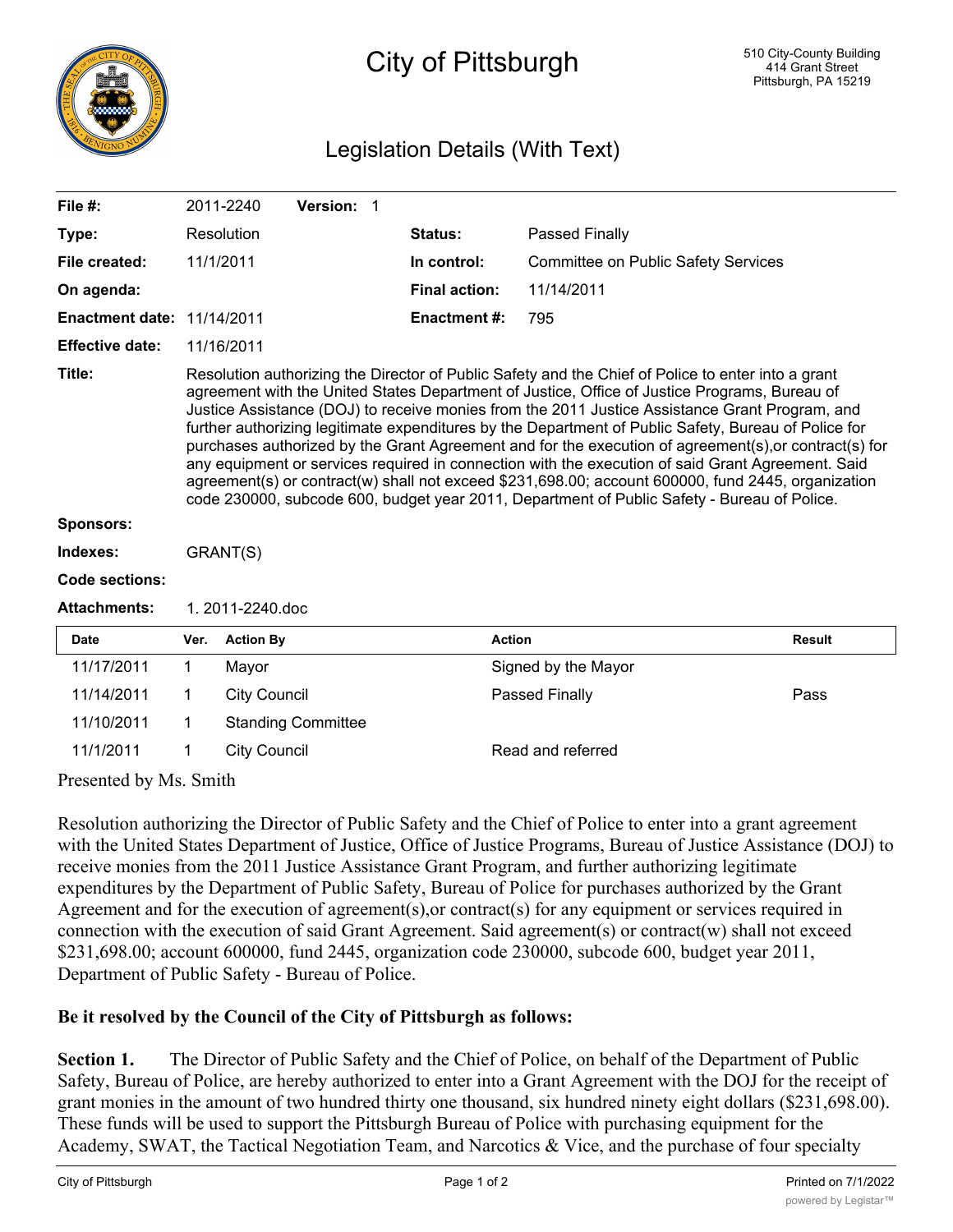# City of Pittsburgh

510 City-County Building
414 Grant Street
Pittsburgh, PA 15219

## Legislation Details (With Text)

| | | | |
|---|---|---|---|
| **File #:** | 2011-2240 **Version:** 1 | | |
| **Type:** | Resolution | **Status:** | Passed Finally |
| **File created:** | 11/1/2011 | **In control:** | Committee on Public Safety Services |
| **On agenda:** | | **Final action:** | 11/14/2011 |
| **Enactment date:** | 11/14/2011 | **Enactment #:** | 795 |
| **Effective date:** | 11/16/2011 | | |

**Title:** Resolution authorizing the Director of Public Safety and the Chief of Police to enter into a grant agreement with the United States Department of Justice, Office of Justice Programs, Bureau of Justice Assistance (DOJ) to receive monies from the 2011 Justice Assistance Grant Program, and further authorizing legitimate expenditures by the Department of Public Safety, Bureau of Police for purchases authorized by the Grant Agreement and for the execution of agreement(s),or contract(s) for any equipment or services required in connection with the execution of said Grant Agreement. Said agreement(s) or contract(w) shall not exceed $231,698.00; account 600000, fund 2445, organization code 230000, subcode 600, budget year 2011, Department of Public Safety - Bureau of Police.

**Sponsors:**

**Indexes:** GRANT(S)

**Code sections:**

**Attachments:** 1. 2011-2240.doc

| Date | Ver. | Action By | Action | Result |
|---|---|---|---|---|
| 11/17/2011 | 1 | Mayor | Signed by the Mayor | |
| 11/14/2011 | 1 | City Council | Passed Finally | Pass |
| 11/10/2011 | 1 | Standing Committee | | |
| 11/1/2011 | 1 | City Council | Read and referred | |

Presented by Ms. Smith

Resolution authorizing the Director of Public Safety and the Chief of Police to enter into a grant agreement with the United States Department of Justice, Office of Justice Programs, Bureau of Justice Assistance (DOJ) to receive monies from the 2011 Justice Assistance Grant Program, and further authorizing legitimate expenditures by the Department of Public Safety, Bureau of Police for purchases authorized by the Grant Agreement and for the execution of agreement(s),or contract(s) for any equipment or services required in connection with the execution of said Grant Agreement. Said agreement(s) or contract(w) shall not exceed $231,698.00; account 600000, fund 2445, organization code 230000, subcode 600, budget year 2011, Department of Public Safety - Bureau of Police.

**Be it resolved by the Council of the City of Pittsburgh as follows:**

**Section 1.** The Director of Public Safety and the Chief of Police, on behalf of the Department of Public Safety, Bureau of Police, are hereby authorized to enter into a Grant Agreement with the DOJ for the receipt of grant monies in the amount of two hundred thirty one thousand, six hundred ninety eight dollars ($231,698.00). These funds will be used to support the Pittsburgh Bureau of Police with purchasing equipment for the Academy, SWAT, the Tactical Negotiation Team, and Narcotics & Vice, and the purchase of four specialty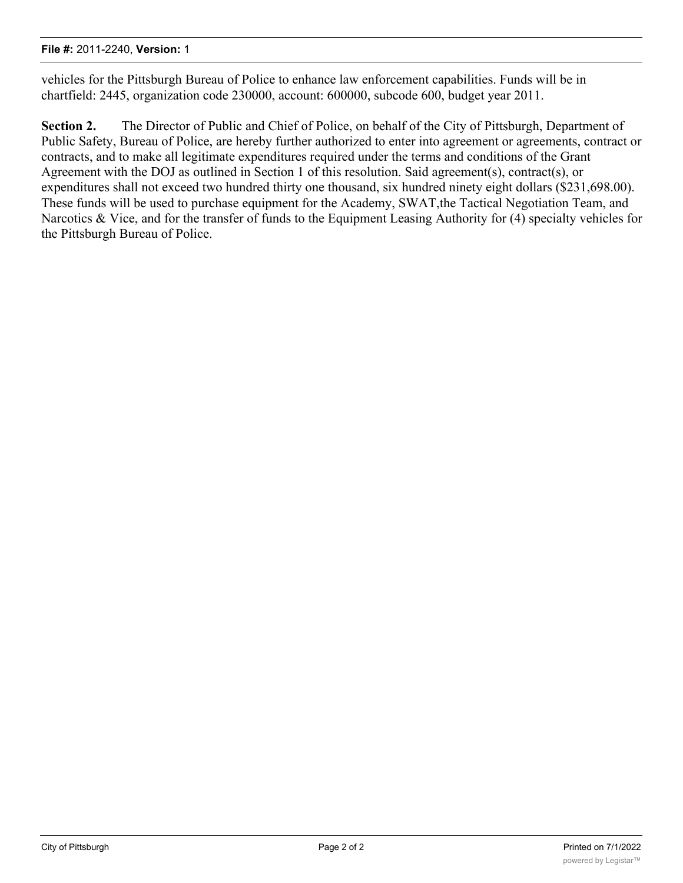vehicles for the Pittsburgh Bureau of Police to enhance law enforcement capabilities. Funds will be in chartfield: 2445, organization code 230000, account: 600000, subcode 600, budget year 2011.

**Section 2.** The Director of Public and Chief of Police, on behalf of the City of Pittsburgh, Department of Public Safety, Bureau of Police, are hereby further authorized to enter into agreement or agreements, contract or contracts, and to make all legitimate expenditures required under the terms and conditions of the Grant Agreement with the DOJ as outlined in Section 1 of this resolution. Said agreement(s), contract(s), or expenditures shall not exceed two hundred thirty one thousand, six hundred ninety eight dollars ($231,698.00). These funds will be used to purchase equipment for the Academy, SWAT,the Tactical Negotiation Team, and Narcotics & Vice, and for the transfer of funds to the Equipment Leasing Authority for (4) specialty vehicles for the Pittsburgh Bureau of Police.